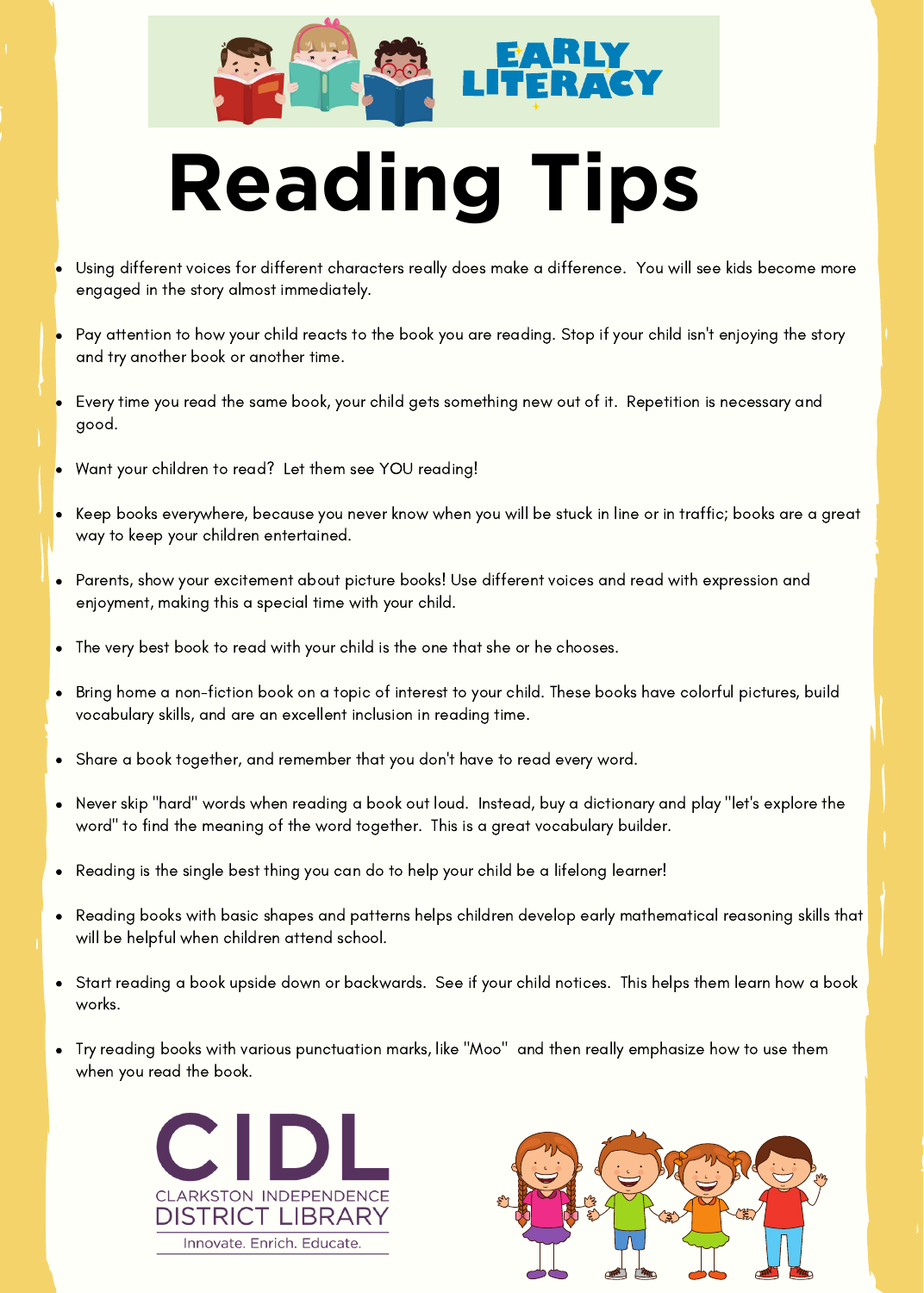EARLY LITERACY

# Reading Tips

- Using different voices for different characters really does make a difference.  You will see kids become more engaged in the story almost immediately.
- Pay attention to how your child reacts to the book you are reading. Stop if your child isn't enjoying the story and try another book or another time.
- Every time you read the same book, your child gets something new out of it.  Repetition is necessary and good.
- Want your children to read?  Let them see YOU reading!
- Keep books everywhere, because you never know when you will be stuck in line or in traffic; books are a great way to keep your children entertained.
- Parents, show your excitement about picture books! Use different voices and read with expression and enjoyment, making this a special time with your child.
- The very best book to read with your child is the one that she or he chooses.
- Bring home a non-fiction book on a topic of interest to your child. These books have colorful pictures, build vocabulary skills, and are an excellent inclusion in reading time.
- Share a book together, and remember that you don't have to read every word.
- Never skip "hard" words when reading a book out loud.  Instead, buy a dictionary and play "let's explore the word" to find the meaning of the word together.  This is a great vocabulary builder.
- Reading is the single best thing you can do to help your child be a lifelong learner!
- Reading books with basic shapes and patterns helps children develop early mathematical reasoning skills that will be helpful when children attend school.
- Start reading a book upside down or backwards.  See if your child notices.  This helps them learn how a book works.
- Try reading books with various punctuation marks, like "Moo"  and then really emphasize how to use them when you read the book.

CIDL
CLARKSTON INDEPENDENCE DISTRICT LIBRARY
Innovate. Enrich. Educate.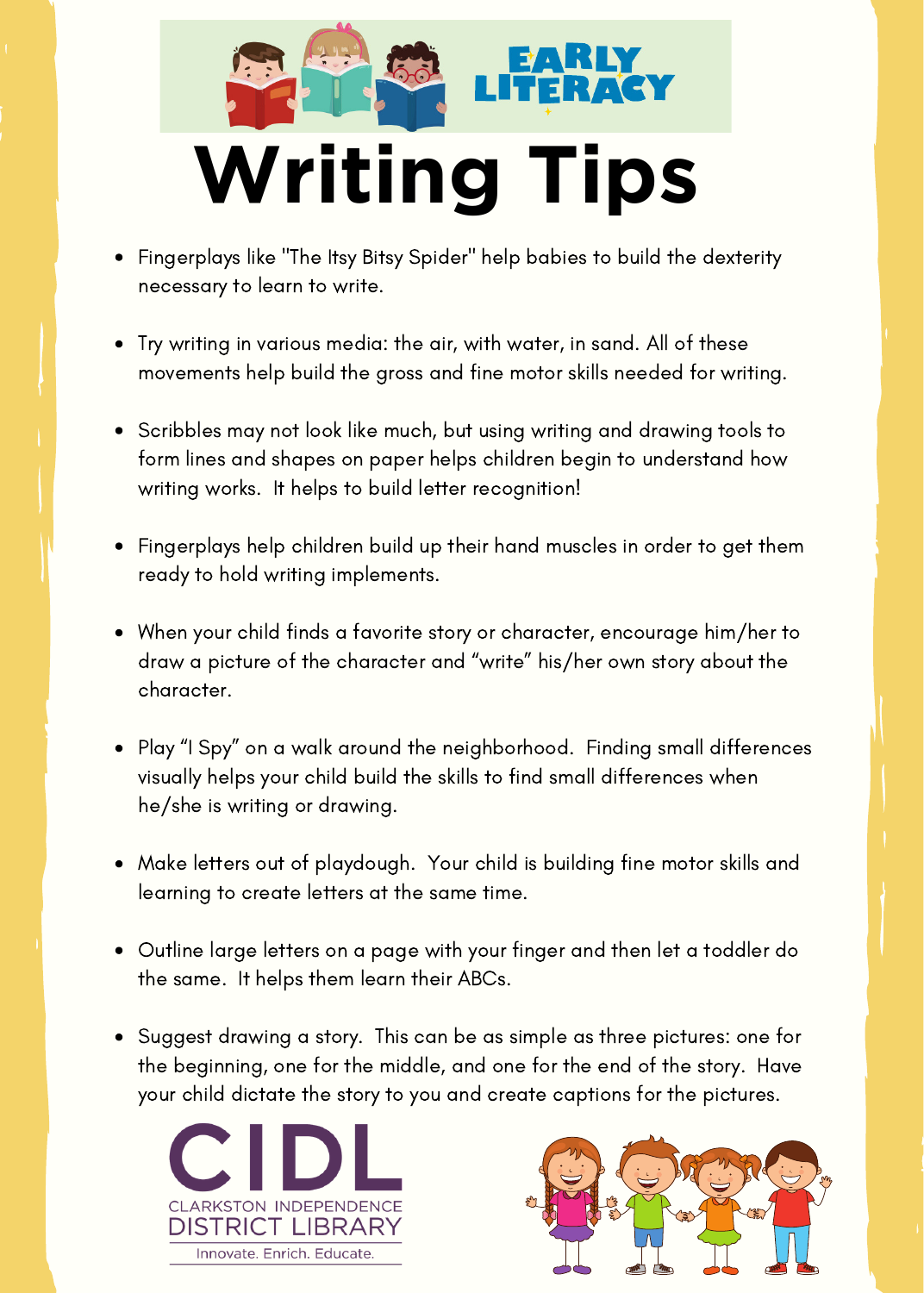EARLY LITERACY

# Writing Tips

- Fingerplays like "The Itsy Bitsy Spider" help babies to build the dexterity necessary to learn to write.
- Try writing in various media: the air, with water, in sand. All of these movements help build the gross and fine motor skills needed for writing.
- Scribbles may not look like much, but using writing and drawing tools to form lines and shapes on paper helps children begin to understand how writing works. It helps to build letter recognition!
- Fingerplays help children build up their hand muscles in order to get them ready to hold writing implements.
- When your child finds a favorite story or character, encourage him/her to draw a picture of the character and "write" his/her own story about the character.
- Play "I Spy" on a walk around the neighborhood. Finding small differences visually helps your child build the skills to find small differences when he/she is writing or drawing.
- Make letters out of playdough. Your child is building fine motor skills and learning to create letters at the same time.
- Outline large letters on a page with your finger and then let a toddler do the same. It helps them learn their ABCs.
- Suggest drawing a story. This can be as simple as three pictures: one for the beginning, one for the middle, and one for the end of the story. Have your child dictate the story to you and create captions for the pictures.

CIDL
CLARKSTON INDEPENDENCE DISTRICT LIBRARY
Innovate. Enrich. Educate.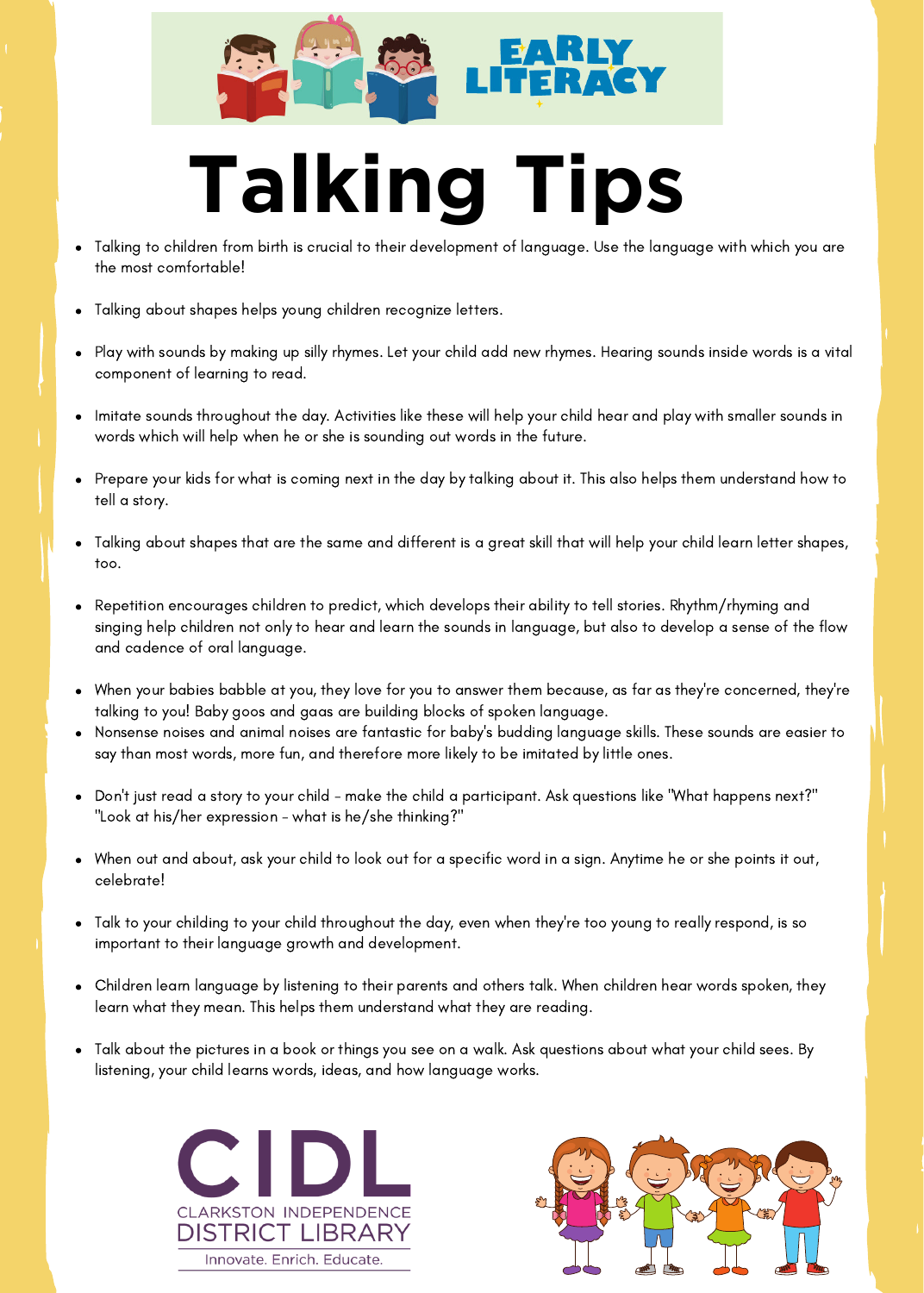EARLY LITERACY

# Talking Tips

- Talking to children from birth is crucial to their development of language. Use the language with which you are the most comfortable!
- Talking about shapes helps young children recognize letters.
- Play with sounds by making up silly rhymes. Let your child add new rhymes. Hearing sounds inside words is a vital component of learning to read.
- Imitate sounds throughout the day. Activities like these will help your child hear and play with smaller sounds in words which will help when he or she is sounding out words in the future.
- Prepare your kids for what is coming next in the day by talking about it. This also helps them understand how to tell a story.
- Talking about shapes that are the same and different is a great skill that will help your child learn letter shapes, too.
- Repetition encourages children to predict, which develops their ability to tell stories. Rhythm/rhyming and singing help children not only to hear and learn the sounds in language, but also to develop a sense of the flow and cadence of oral language.
- When your babies babble at you, they love for you to answer them because, as far as they're concerned, they're talking to you! Baby goos and gaas are building blocks of spoken language.
- Nonsense noises and animal noises are fantastic for baby's budding language skills. These sounds are easier to say than most words, more fun, and therefore more likely to be imitated by little ones.
- Don't just read a story to your child - make the child a participant. Ask questions like "What happens next?" "Look at his/her expression - what is he/she thinking?"
- When out and about, ask your child to look out for a specific word in a sign. Anytime he or she points it out, celebrate!
- Talk to your childing to your child throughout the day, even when they're too young to really respond, is so important to their language growth and development.
- Children learn language by listening to their parents and others talk. When children hear words spoken, they learn what they mean. This helps them understand what they are reading.
- Talk about the pictures in a book or things you see on a walk. Ask questions about what your child sees. By listening, your child learns words, ideas, and how language works.

CIDL
CLARKSTON INDEPENDENCE DISTRICT LIBRARY
Innovate. Enrich. Educate.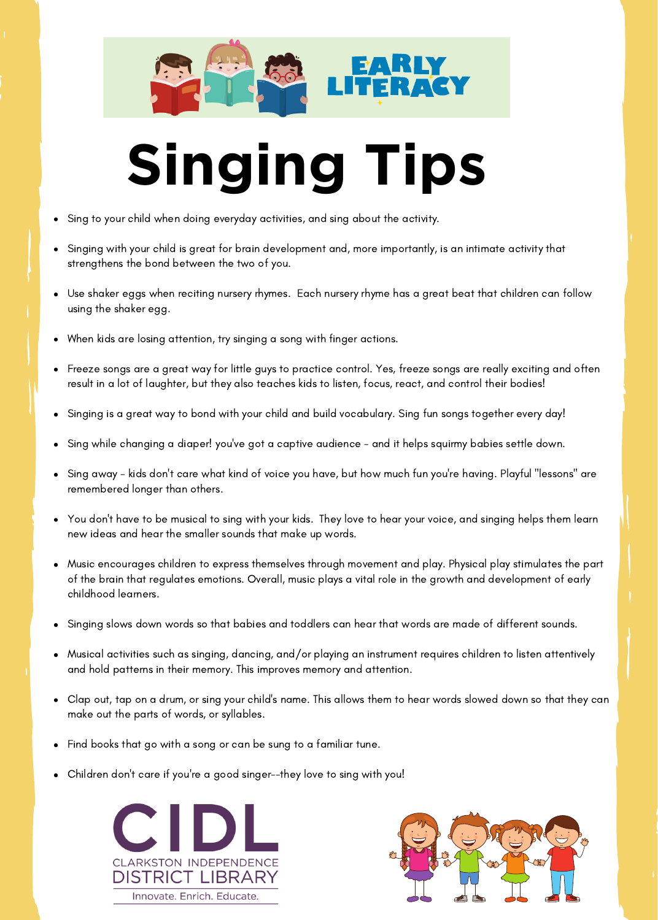EARLY LITERACY

# Singing Tips

- Sing to your child when doing everyday activities, and sing about the activity.
- Singing with your child is great for brain development and, more importantly, is an intimate activity that strengthens the bond between the two of you.
- Use shaker eggs when reciting nursery rhymes.  Each nursery rhyme has a great beat that children can follow using the shaker egg.
- When kids are losing attention, try singing a song with finger actions.
- Freeze songs are a great way for little guys to practice control. Yes, freeze songs are really exciting and often result in a lot of laughter, but they also teaches kids to listen, focus, react, and control their bodies!
- Singing is a great way to bond with your child and build vocabulary. Sing fun songs together every day!
- Sing while changing a diaper! you've got a captive audience - and it helps squirmy babies settle down.
- Sing away - kids don't care what kind of voice you have, but how much fun you're having. Playful "lessons" are remembered longer than others.
- You don't have to be musical to sing with your kids.  They love to hear your voice, and singing helps them learn new ideas and hear the smaller sounds that make up words.
- Music encourages children to express themselves through movement and play. Physical play stimulates the part of the brain that regulates emotions. Overall, music plays a vital role in the growth and development of early childhood learners.
- Singing slows down words so that babies and toddlers can hear that words are made of different sounds.
- Musical activities such as singing, dancing, and/or playing an instrument requires children to listen attentively and hold patterns in their memory. This improves memory and attention.
- Clap out, tap on a drum, or sing your child's name. This allows them to hear words slowed down so that they can make out the parts of words, or syllables.
- Find books that go with a song or can be sung to a familiar tune.
- Children don't care if you're a good singer--they love to sing with you!

CIDL
CLARKSTON INDEPENDENCE DISTRICT LIBRARY
Innovate. Enrich. Educate.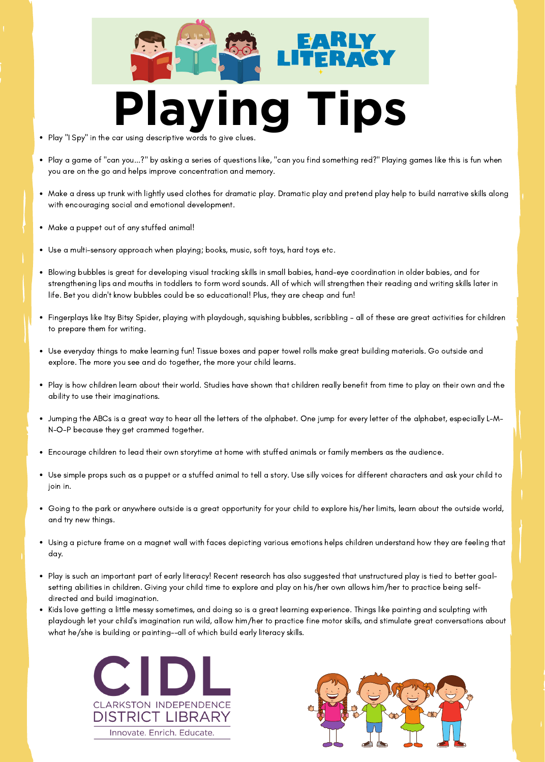EARLY LITERACY

# Playing Tips

- Play "I Spy" in the car using descriptive words to give clues.
- Play a game of "can you...?" by asking a series of questions like, "can you find something red?" Playing games like this is fun when you are on the go and helps improve concentration and memory.
- Make a dress up trunk with lightly used clothes for dramatic play. Dramatic play and pretend play help to build narrative skills along with encouraging social and emotional development.
- Make a puppet out of any stuffed animal!
- Use a multi-sensory approach when playing; books, music, soft toys, hard toys etc.
- Blowing bubbles is great for developing visual tracking skills in small babies, hand-eye coordination in older babies, and for strengthening lips and mouths in toddlers to form word sounds. All of which will strengthen their reading and writing skills later in life. Bet you didn't know bubbles could be so educational! Plus, they are cheap and fun!
- Fingerplays like Itsy Bitsy Spider, playing with playdough, squishing bubbles, scribbling - all of these are great activities for children to prepare them for writing.
- Use everyday things to make learning fun! Tissue boxes and paper towel rolls make great building materials. Go outside and explore. The more you see and do together, the more your child learns.
- Play is how children learn about their world. Studies have shown that children really benefit from time to play on their own and the ability to use their imaginations.
- Jumping the ABCs is a great way to hear all the letters of the alphabet. One jump for every letter of the alphabet, especially L-M-N-O-P because they get crammed together.
- Encourage children to lead their own storytime at home with stuffed animals or family members as the audience.
- Use simple props such as a puppet or a stuffed animal to tell a story. Use silly voices for different characters and ask your child to join in.
- Going to the park or anywhere outside is a great opportunity for your child to explore his/her limits, learn about the outside world, and try new things.
- Using a picture frame on a magnet wall with faces depicting various emotions helps children understand how they are feeling that day.
- Play is such an important part of early literacy! Recent research has also suggested that unstructured play is tied to better goal-setting abilities in children. Giving your child time to explore and play on his/her own allows him/her to practice being self-directed and build imagination.
- Kids love getting a little messy sometimes, and doing so is a great learning experience. Things like painting and sculpting with playdough let your child's imagination run wild, allow him/her to practice fine motor skills, and stimulate great conversations about what he/she is building or painting--all of which build early literacy skills.

CIDL
CLARKSTON INDEPENDENCE DISTRICT LIBRARY
Innovate. Enrich. Educate.